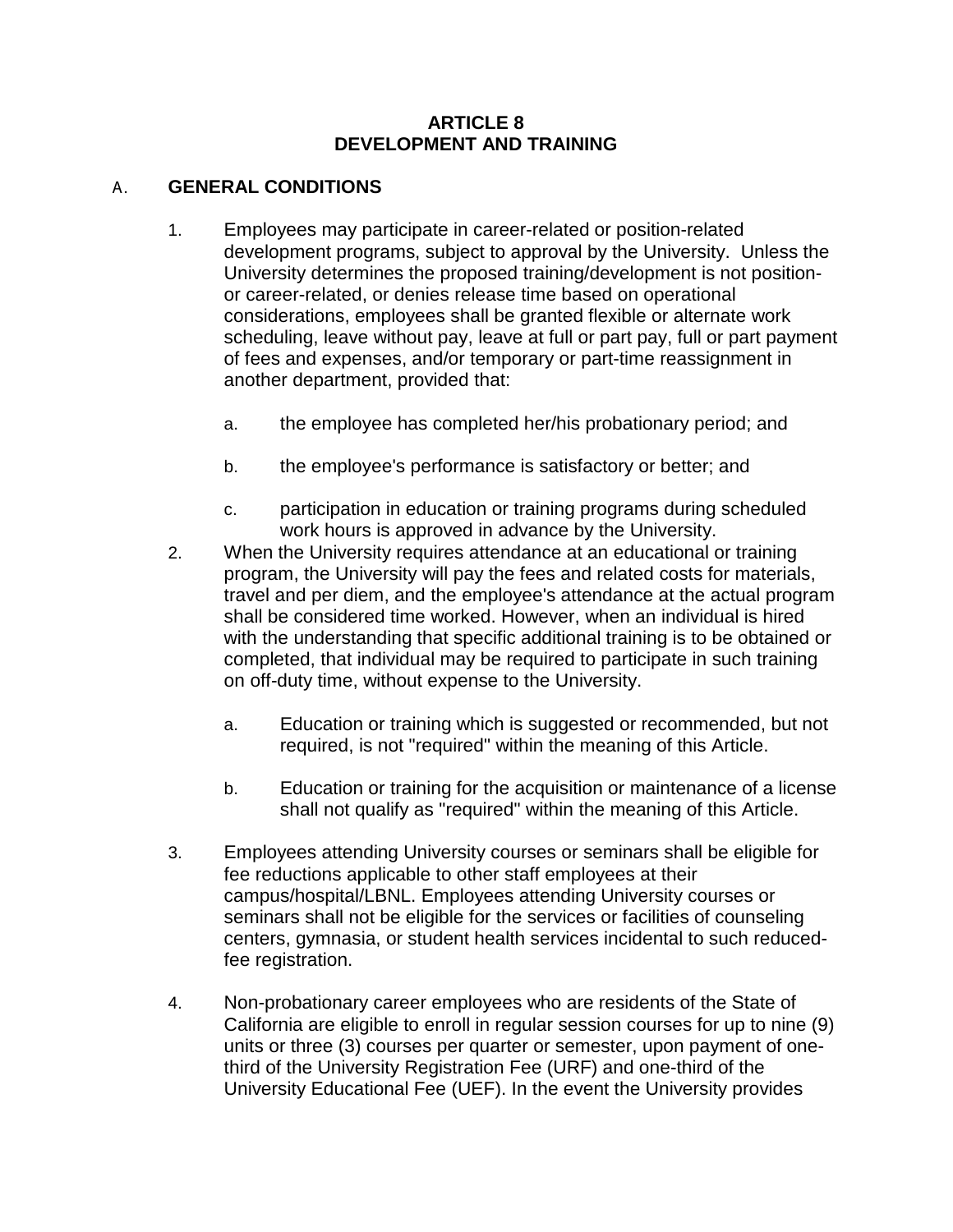# ARTICLE 8
# DEVELOPMENT AND TRAINING

## A. GENERAL CONDITIONS

1. Employees may participate in career-related or position-related development programs, subject to approval by the University. Unless the University determines the proposed training/development is not position- or career-related, or denies release time based on operational considerations, employees shall be granted flexible or alternate work scheduling, leave without pay, leave at full or part pay, full or part payment of fees and expenses, and/or temporary or part-time reassignment in another department, provided that:

   a. the employee has completed her/his probationary period; and

   b. the employee's performance is satisfactory or better; and

   c. participation in education or training programs during scheduled work hours is approved in advance by the University.

2. When the University requires attendance at an educational or training program, the University will pay the fees and related costs for materials, travel and per diem, and the employee's attendance at the actual program shall be considered time worked. However, when an individual is hired with the understanding that specific additional training is to be obtained or completed, that individual may be required to participate in such training on off-duty time, without expense to the University.

   a. Education or training which is suggested or recommended, but not required, is not "required" within the meaning of this Article.

   b. Education or training for the acquisition or maintenance of a license shall not qualify as "required" within the meaning of this Article.

3. Employees attending University courses or seminars shall be eligible for fee reductions applicable to other staff employees at their campus/hospital/LBNL. Employees attending University courses or seminars shall not be eligible for the services or facilities of counseling centers, gymnasia, or student health services incidental to such reduced-fee registration.

4. Non-probationary career employees who are residents of the State of California are eligible to enroll in regular session courses for up to nine (9) units or three (3) courses per quarter or semester, upon payment of one-third of the University Registration Fee (URF) and one-third of the University Educational Fee (UEF). In the event the University provides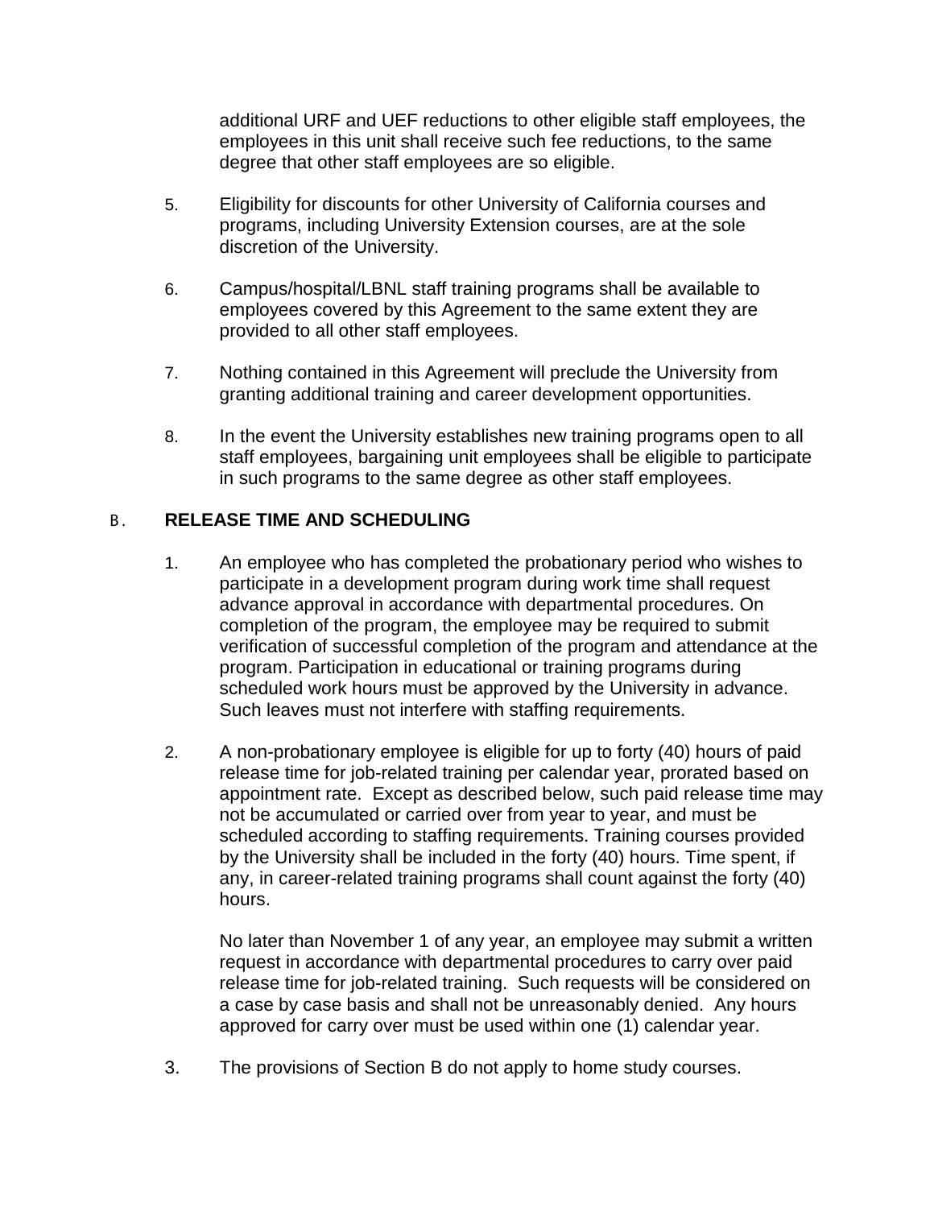additional URF and UEF reductions to other eligible staff employees, the employees in this unit shall receive such fee reductions, to the same degree that other staff employees are so eligible.

5. Eligibility for discounts for other University of California courses and programs, including University Extension courses, are at the sole discretion of the University.

6. Campus/hospital/LBNL staff training programs shall be available to employees covered by this Agreement to the same extent they are provided to all other staff employees.

7. Nothing contained in this Agreement will preclude the University from granting additional training and career development opportunities.

8. In the event the University establishes new training programs open to all staff employees, bargaining unit employees shall be eligible to participate in such programs to the same degree as other staff employees.

B. **RELEASE TIME AND SCHEDULING**

1. An employee who has completed the probationary period who wishes to participate in a development program during work time shall request advance approval in accordance with departmental procedures. On completion of the program, the employee may be required to submit verification of successful completion of the program and attendance at the program. Participation in educational or training programs during scheduled work hours must be approved by the University in advance. Such leaves must not interfere with staffing requirements.

2. A non-probationary employee is eligible for up to forty (40) hours of paid release time for job-related training per calendar year, prorated based on appointment rate. Except as described below, such paid release time may not be accumulated or carried over from year to year, and must be scheduled according to staffing requirements. Training courses provided by the University shall be included in the forty (40) hours. Time spent, if any, in career-related training programs shall count against the forty (40) hours.

   No later than November 1 of any year, an employee may submit a written request in accordance with departmental procedures to carry over paid release time for job-related training. Such requests will be considered on a case by case basis and shall not be unreasonably denied. Any hours approved for carry over must be used within one (1) calendar year.

3. The provisions of Section B do not apply to home study courses.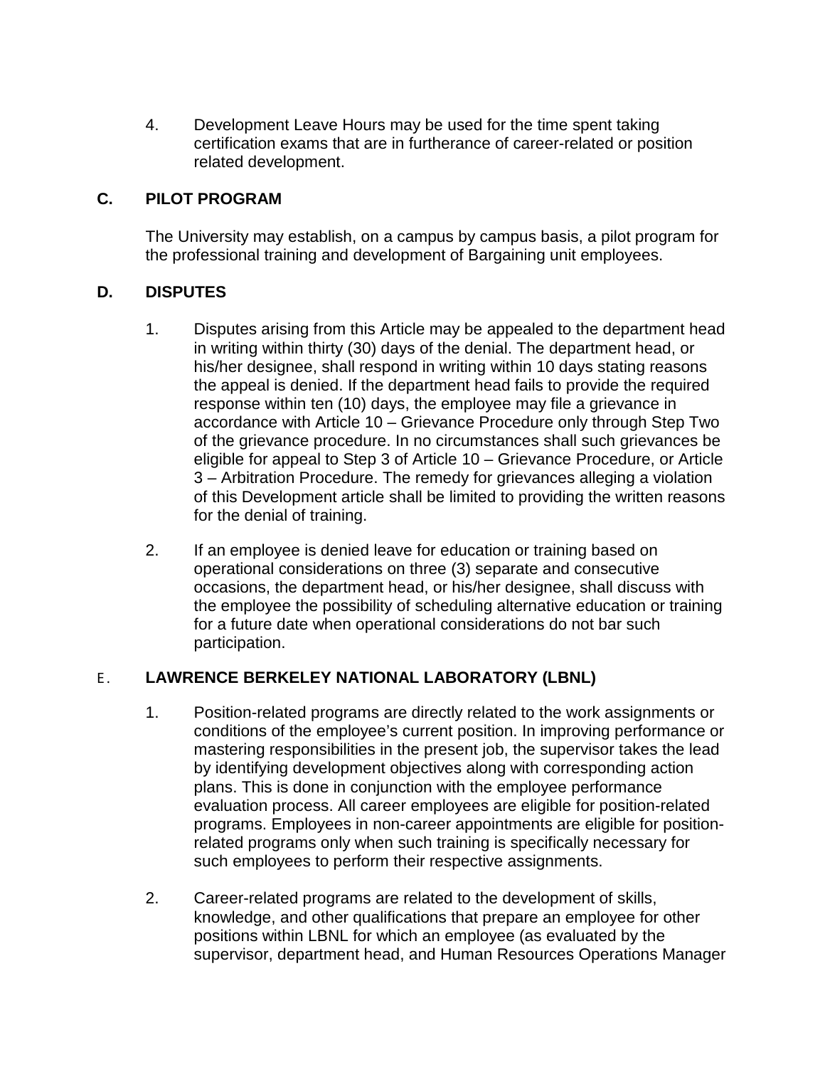4. Development Leave Hours may be used for the time spent taking certification exams that are in furtherance of career-related or position related development.

## C. PILOT PROGRAM

The University may establish, on a campus by campus basis, a pilot program for the professional training and development of Bargaining unit employees.

## D. DISPUTES

1. Disputes arising from this Article may be appealed to the department head in writing within thirty (30) days of the denial. The department head, or his/her designee, shall respond in writing within 10 days stating reasons the appeal is denied. If the department head fails to provide the required response within ten (10) days, the employee may file a grievance in accordance with Article 10 – Grievance Procedure only through Step Two of the grievance procedure. In no circumstances shall such grievances be eligible for appeal to Step 3 of Article 10 – Grievance Procedure, or Article 3 – Arbitration Procedure. The remedy for grievances alleging a violation of this Development article shall be limited to providing the written reasons for the denial of training.

2. If an employee is denied leave for education or training based on operational considerations on three (3) separate and consecutive occasions, the department head, or his/her designee, shall discuss with the employee the possibility of scheduling alternative education or training for a future date when operational considerations do not bar such participation.

## E. LAWRENCE BERKELEY NATIONAL LABORATORY (LBNL)

1. Position-related programs are directly related to the work assignments or conditions of the employee's current position. In improving performance or mastering responsibilities in the present job, the supervisor takes the lead by identifying development objectives along with corresponding action plans. This is done in conjunction with the employee performance evaluation process. All career employees are eligible for position-related programs. Employees in non-career appointments are eligible for position-related programs only when such training is specifically necessary for such employees to perform their respective assignments.

2. Career-related programs are related to the development of skills, knowledge, and other qualifications that prepare an employee for other positions within LBNL for which an employee (as evaluated by the supervisor, department head, and Human Resources Operations Manager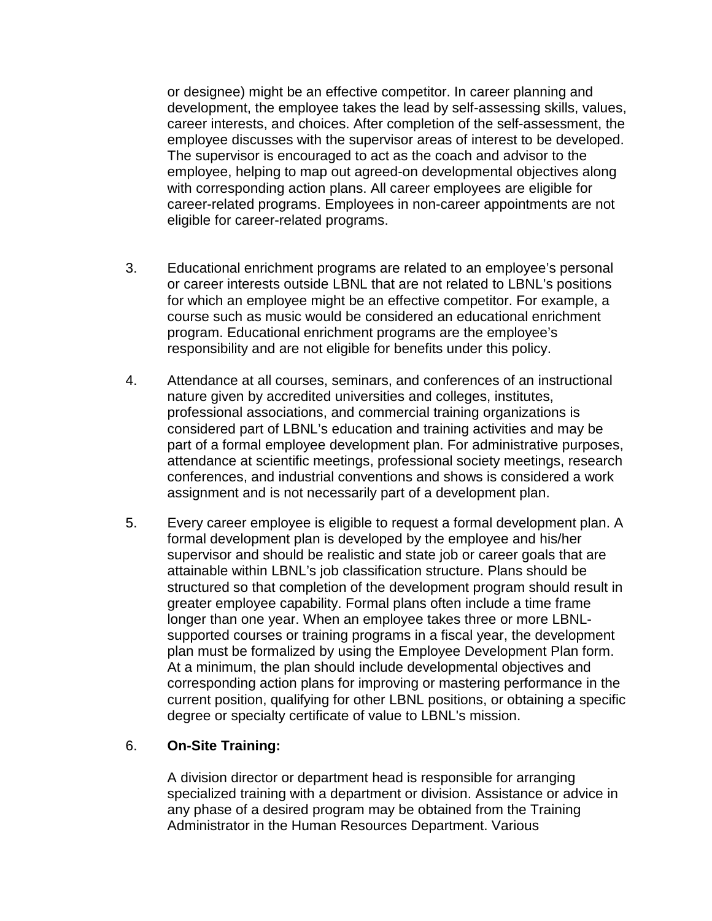or designee) might be an effective competitor. In career planning and development, the employee takes the lead by self-assessing skills, values, career interests, and choices. After completion of the self-assessment, the employee discusses with the supervisor areas of interest to be developed. The supervisor is encouraged to act as the coach and advisor to the employee, helping to map out agreed-on developmental objectives along with corresponding action plans. All career employees are eligible for career-related programs. Employees in non-career appointments are not eligible for career-related programs.

3. Educational enrichment programs are related to an employee's personal or career interests outside LBNL that are not related to LBNL's positions for which an employee might be an effective competitor. For example, a course such as music would be considered an educational enrichment program. Educational enrichment programs are the employee's responsibility and are not eligible for benefits under this policy.

4. Attendance at all courses, seminars, and conferences of an instructional nature given by accredited universities and colleges, institutes, professional associations, and commercial training organizations is considered part of LBNL's education and training activities and may be part of a formal employee development plan. For administrative purposes, attendance at scientific meetings, professional society meetings, research conferences, and industrial conventions and shows is considered a work assignment and is not necessarily part of a development plan.

5. Every career employee is eligible to request a formal development plan. A formal development plan is developed by the employee and his/her supervisor and should be realistic and state job or career goals that are attainable within LBNL's job classification structure. Plans should be structured so that completion of the development program should result in greater employee capability. Formal plans often include a time frame longer than one year. When an employee takes three or more LBNL-supported courses or training programs in a fiscal year, the development plan must be formalized by using the Employee Development Plan form. At a minimum, the plan should include developmental objectives and corresponding action plans for improving or mastering performance in the current position, qualifying for other LBNL positions, or obtaining a specific degree or specialty certificate of value to LBNL's mission.

6. **On-Site Training:**

   A division director or department head is responsible for arranging specialized training with a department or division. Assistance or advice in any phase of a desired program may be obtained from the Training Administrator in the Human Resources Department. Various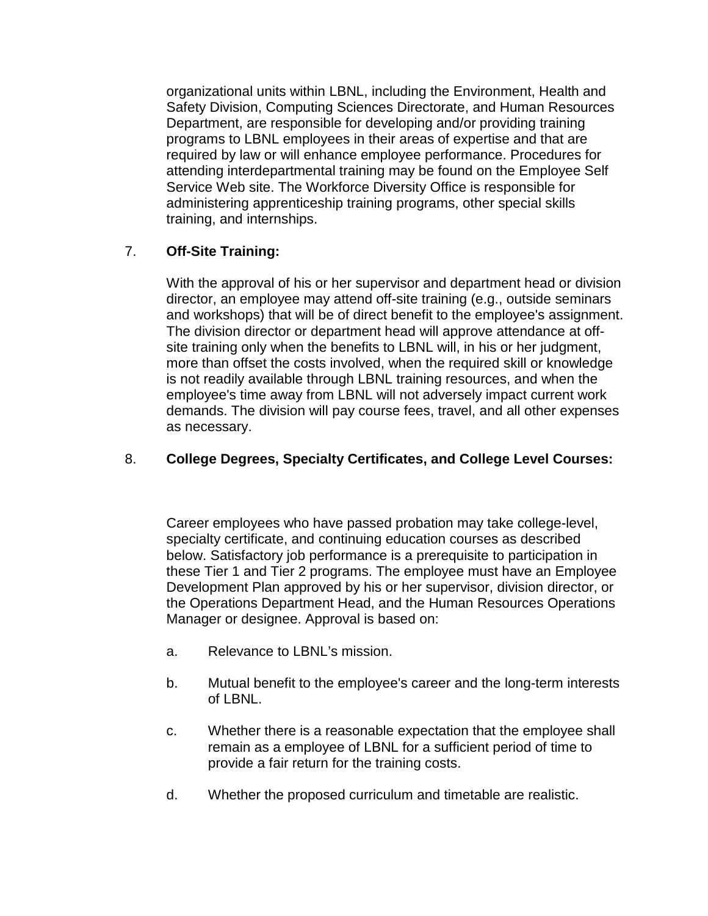organizational units within LBNL, including the Environment, Health and Safety Division, Computing Sciences Directorate, and Human Resources Department, are responsible for developing and/or providing training programs to LBNL employees in their areas of expertise and that are required by law or will enhance employee performance. Procedures for attending interdepartmental training may be found on the Employee Self Service Web site. The Workforce Diversity Office is responsible for administering apprenticeship training programs, other special skills training, and internships.

7. **Off-Site Training:**

With the approval of his or her supervisor and department head or division director, an employee may attend off-site training (e.g., outside seminars and workshops) that will be of direct benefit to the employee's assignment. The division director or department head will approve attendance at off-site training only when the benefits to LBNL will, in his or her judgment, more than offset the costs involved, when the required skill or knowledge is not readily available through LBNL training resources, and when the employee's time away from LBNL will not adversely impact current work demands. The division will pay course fees, travel, and all other expenses as necessary.

8. **College Degrees, Specialty Certificates, and College Level Courses:**

Career employees who have passed probation may take college-level, specialty certificate, and continuing education courses as described below. Satisfactory job performance is a prerequisite to participation in these Tier 1 and Tier 2 programs. The employee must have an Employee Development Plan approved by his or her supervisor, division director, or the Operations Department Head, and the Human Resources Operations Manager or designee. Approval is based on:

a. Relevance to LBNL's mission.

b. Mutual benefit to the employee's career and the long-term interests of LBNL.

c. Whether there is a reasonable expectation that the employee shall remain as a employee of LBNL for a sufficient period of time to provide a fair return for the training costs.

d. Whether the proposed curriculum and timetable are realistic.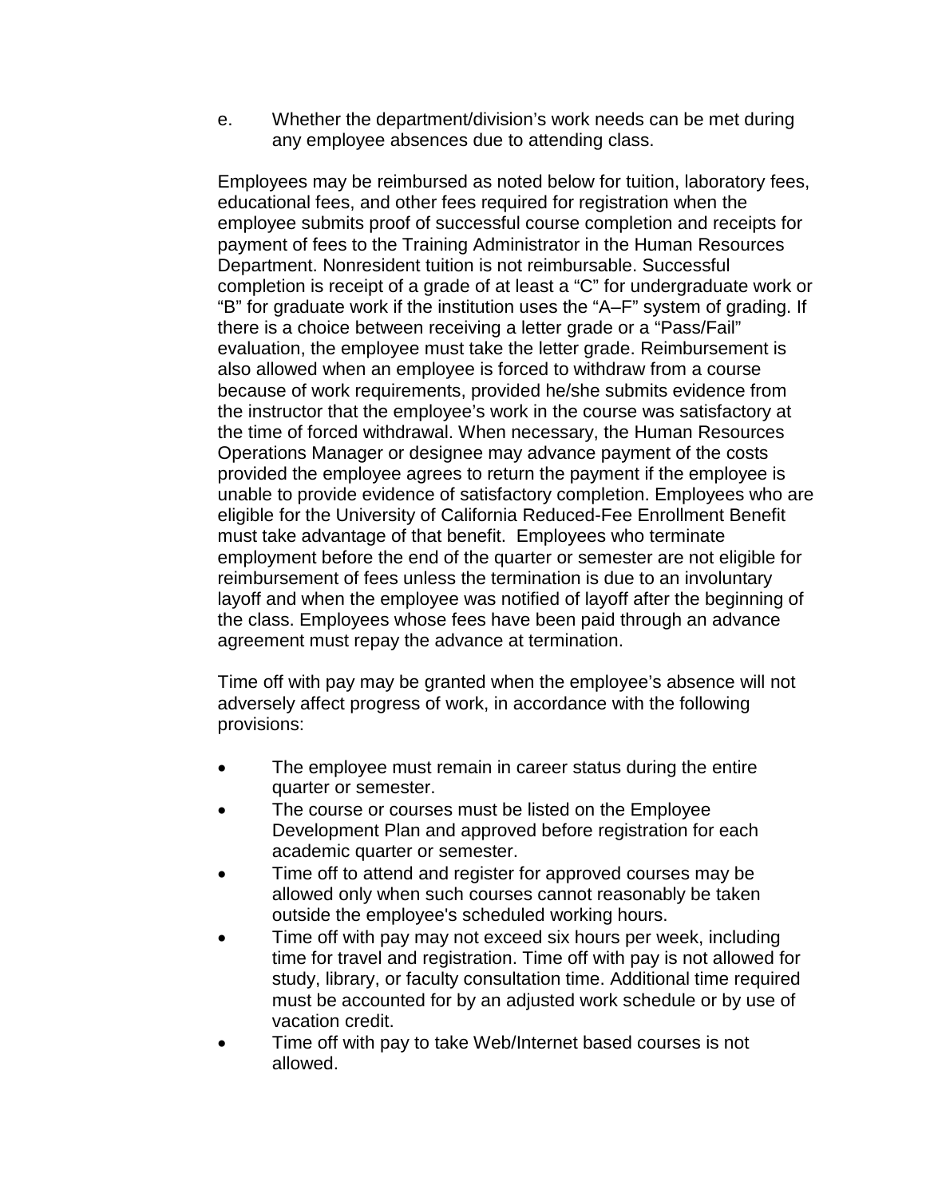e. Whether the department/division's work needs can be met during any employee absences due to attending class.

Employees may be reimbursed as noted below for tuition, laboratory fees, educational fees, and other fees required for registration when the employee submits proof of successful course completion and receipts for payment of fees to the Training Administrator in the Human Resources Department. Nonresident tuition is not reimbursable. Successful completion is receipt of a grade of at least a "C" for undergraduate work or "B" for graduate work if the institution uses the "A–F" system of grading. If there is a choice between receiving a letter grade or a "Pass/Fail" evaluation, the employee must take the letter grade. Reimbursement is also allowed when an employee is forced to withdraw from a course because of work requirements, provided he/she submits evidence from the instructor that the employee's work in the course was satisfactory at the time of forced withdrawal. When necessary, the Human Resources Operations Manager or designee may advance payment of the costs provided the employee agrees to return the payment if the employee is unable to provide evidence of satisfactory completion. Employees who are eligible for the University of California Reduced-Fee Enrollment Benefit must take advantage of that benefit. Employees who terminate employment before the end of the quarter or semester are not eligible for reimbursement of fees unless the termination is due to an involuntary layoff and when the employee was notified of layoff after the beginning of the class. Employees whose fees have been paid through an advance agreement must repay the advance at termination.

Time off with pay may be granted when the employee's absence will not adversely affect progress of work, in accordance with the following provisions:

- The employee must remain in career status during the entire quarter or semester.
- The course or courses must be listed on the Employee Development Plan and approved before registration for each academic quarter or semester.
- Time off to attend and register for approved courses may be allowed only when such courses cannot reasonably be taken outside the employee's scheduled working hours.
- Time off with pay may not exceed six hours per week, including time for travel and registration. Time off with pay is not allowed for study, library, or faculty consultation time. Additional time required must be accounted for by an adjusted work schedule or by use of vacation credit.
- Time off with pay to take Web/Internet based courses is not allowed.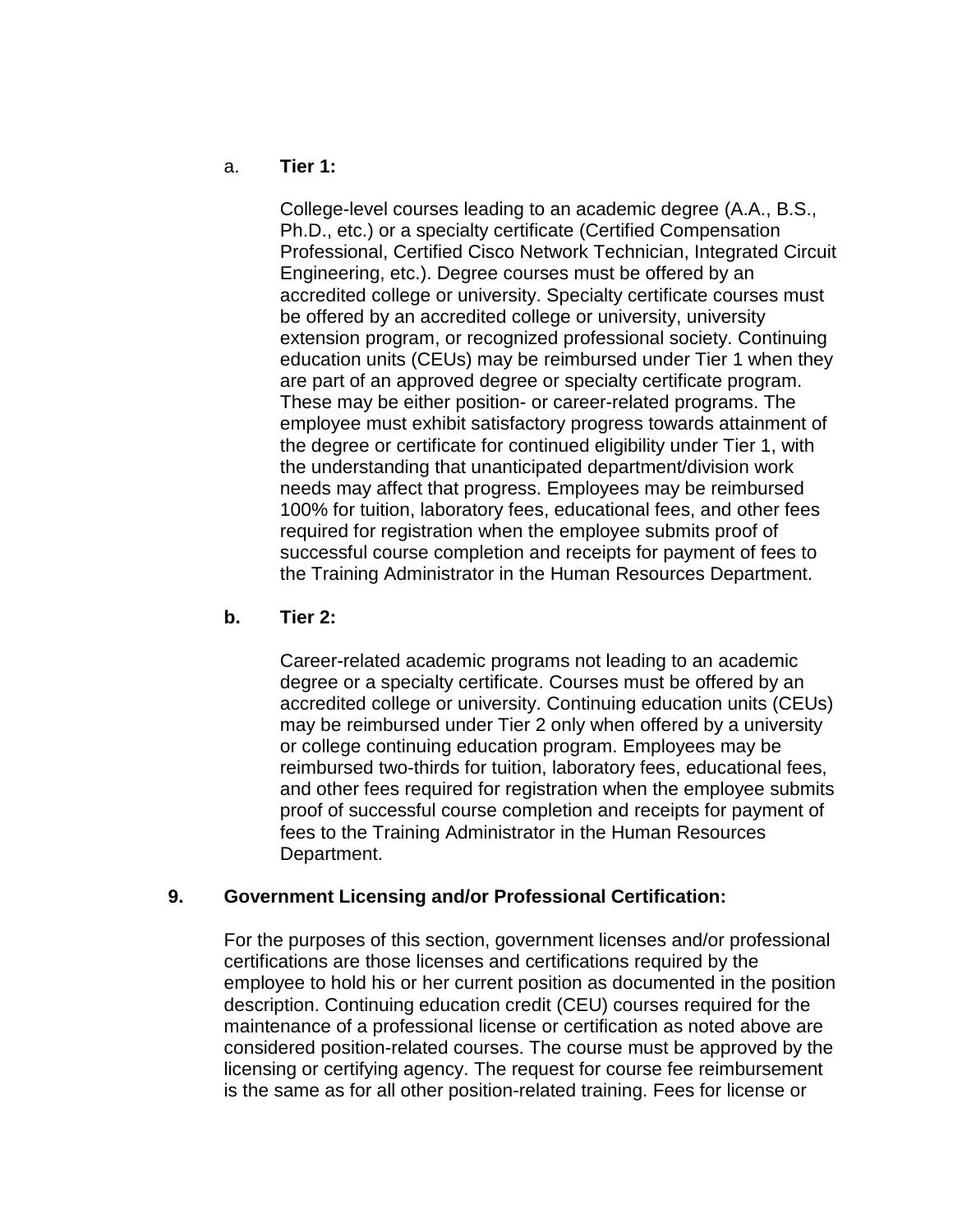a. **Tier 1:**

College-level courses leading to an academic degree (A.A., B.S., Ph.D., etc.) or a specialty certificate (Certified Compensation Professional, Certified Cisco Network Technician, Integrated Circuit Engineering, etc.). Degree courses must be offered by an accredited college or university. Specialty certificate courses must be offered by an accredited college or university, university extension program, or recognized professional society. Continuing education units (CEUs) may be reimbursed under Tier 1 when they are part of an approved degree or specialty certificate program. These may be either position- or career-related programs. The employee must exhibit satisfactory progress towards attainment of the degree or certificate for continued eligibility under Tier 1, with the understanding that unanticipated department/division work needs may affect that progress. Employees may be reimbursed 100% for tuition, laboratory fees, educational fees, and other fees required for registration when the employee submits proof of successful course completion and receipts for payment of fees to the Training Administrator in the Human Resources Department.

**b. Tier 2:**

Career-related academic programs not leading to an academic degree or a specialty certificate. Courses must be offered by an accredited college or university. Continuing education units (CEUs) may be reimbursed under Tier 2 only when offered by a university or college continuing education program. Employees may be reimbursed two-thirds for tuition, laboratory fees, educational fees, and other fees required for registration when the employee submits proof of successful course completion and receipts for payment of fees to the Training Administrator in the Human Resources Department.

**9. Government Licensing and/or Professional Certification:**

For the purposes of this section, government licenses and/or professional certifications are those licenses and certifications required by the employee to hold his or her current position as documented in the position description. Continuing education credit (CEU) courses required for the maintenance of a professional license or certification as noted above are considered position-related courses. The course must be approved by the licensing or certifying agency. The request for course fee reimbursement is the same as for all other position-related training. Fees for license or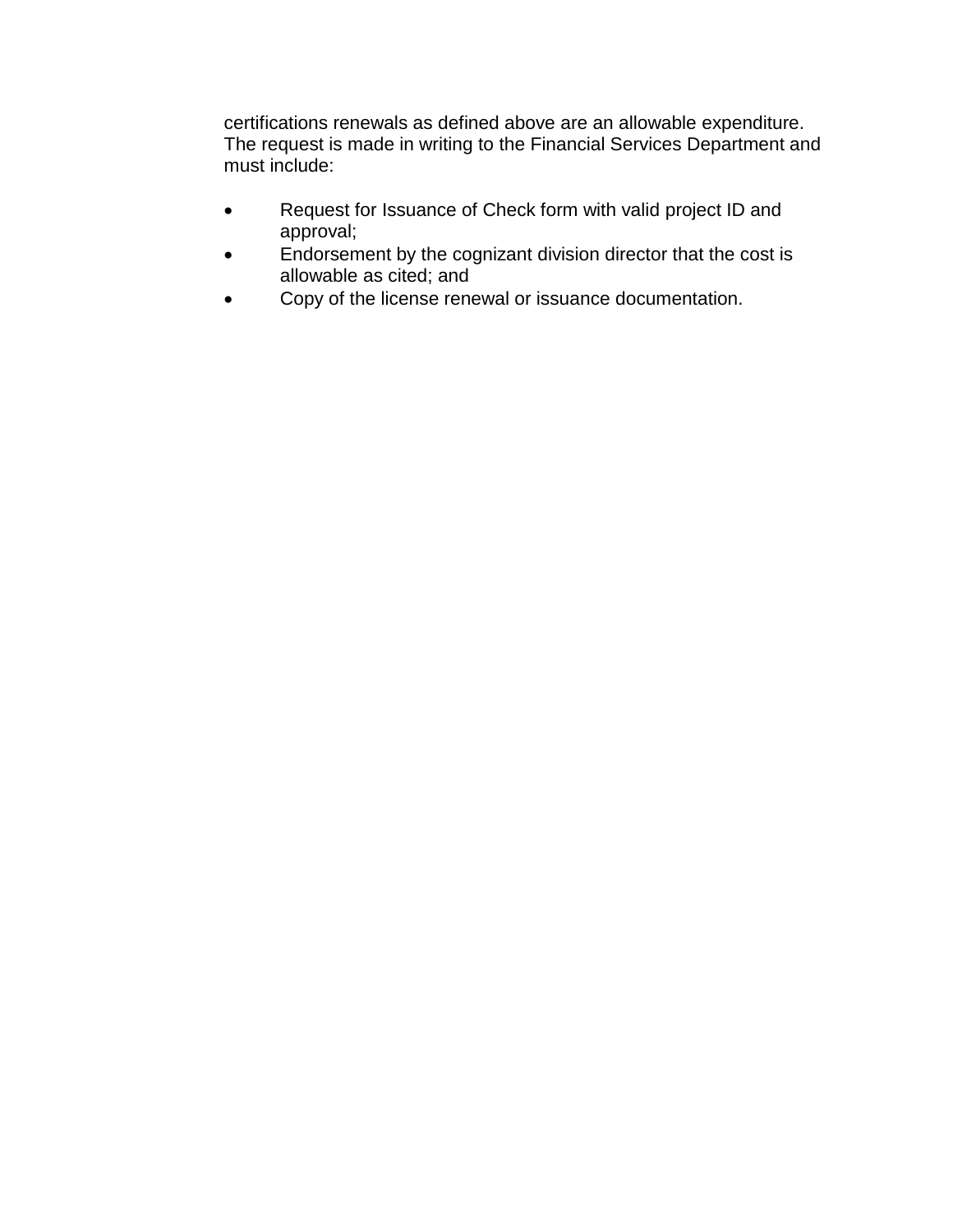certifications renewals as defined above are an allowable expenditure. The request is made in writing to the Financial Services Department and must include:

- Request for Issuance of Check form with valid project ID and approval;
- Endorsement by the cognizant division director that the cost is allowable as cited; and
- Copy of the license renewal or issuance documentation.